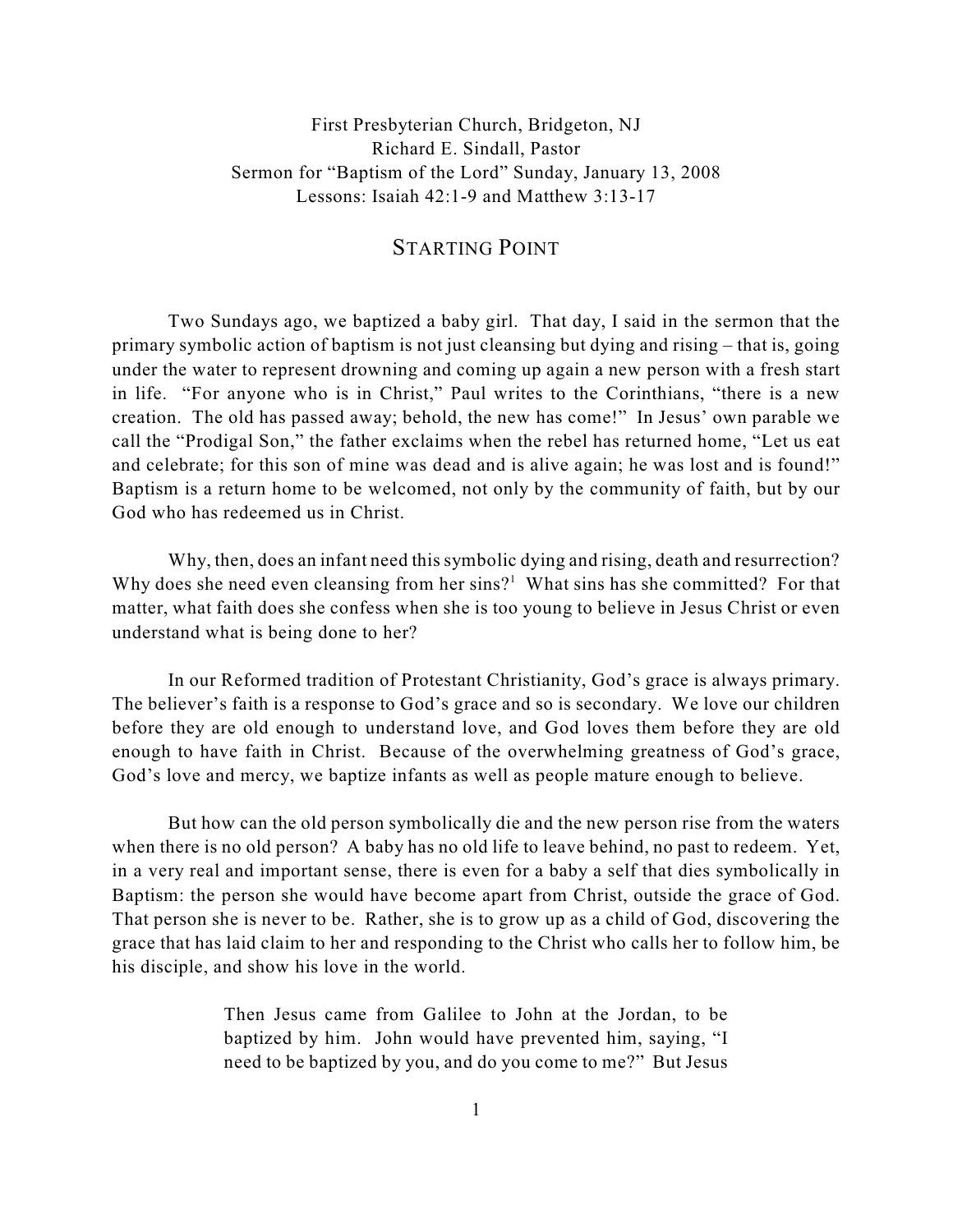First Presbyterian Church, Bridgeton, NJ
Richard E. Sindall, Pastor
Sermon for "Baptism of the Lord" Sunday, January 13, 2008
Lessons: Isaiah 42:1-9 and Matthew 3:13-17

# STARTING POINT

Two Sundays ago, we baptized a baby girl. That day, I said in the sermon that the primary symbolic action of baptism is not just cleansing but dying and rising – that is, going under the water to represent drowning and coming up again a new person with a fresh start in life. "For anyone who is in Christ," Paul writes to the Corinthians, "there is a new creation. The old has passed away; behold, the new has come!" In Jesus' own parable we call the "Prodigal Son," the father exclaims when the rebel has returned home, "Let us eat and celebrate; for this son of mine was dead and is alive again; he was lost and is found!" Baptism is a return home to be welcomed, not only by the community of faith, but by our God who has redeemed us in Christ.

Why, then, does an infant need this symbolic dying and rising, death and resurrection? Why does she need even cleansing from her sins?[1] What sins has she committed? For that matter, what faith does she confess when she is too young to believe in Jesus Christ or even understand what is being done to her?

In our Reformed tradition of Protestant Christianity, God's grace is always primary. The believer's faith is a response to God's grace and so is secondary. We love our children before they are old enough to understand love, and God loves them before they are old enough to have faith in Christ. Because of the overwhelming greatness of God's grace, God's love and mercy, we baptize infants as well as people mature enough to believe.

But how can the old person symbolically die and the new person rise from the waters when there is no old person? A baby has no old life to leave behind, no past to redeem. Yet, in a very real and important sense, there is even for a baby a self that dies symbolically in Baptism: the person she would have become apart from Christ, outside the grace of God. That person she is never to be. Rather, she is to grow up as a child of God, discovering the grace that has laid claim to her and responding to the Christ who calls her to follow him, be his disciple, and show his love in the world.

> Then Jesus came from Galilee to John at the Jordan, to be baptized by him. John would have prevented him, saying, "I need to be baptized by you, and do you come to me?" But Jesus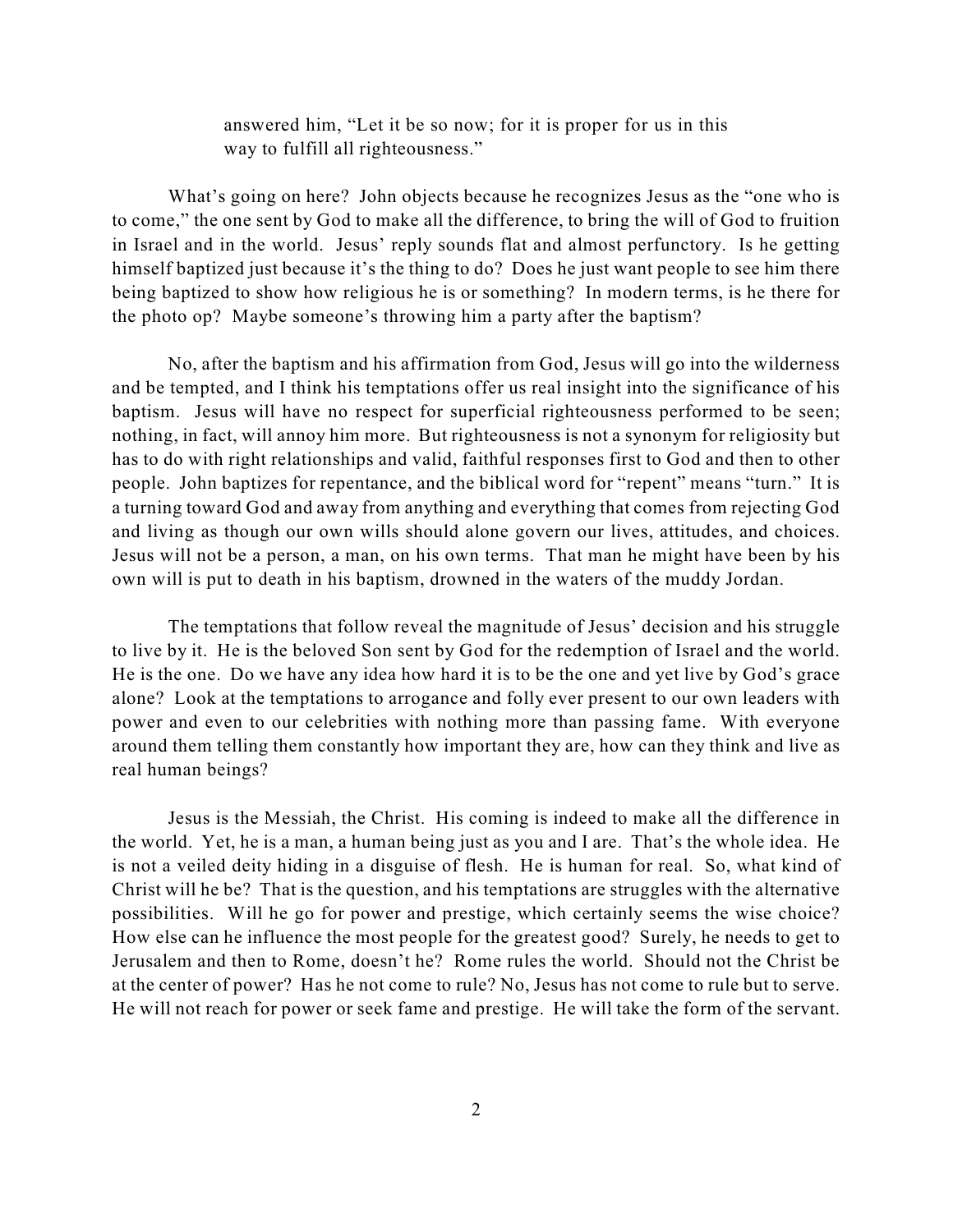> answered him, "Let it be so now; for it is proper for us in this way to fulfill all righteousness."

What's going on here? John objects because he recognizes Jesus as the "one who is to come," the one sent by God to make all the difference, to bring the will of God to fruition in Israel and in the world. Jesus' reply sounds flat and almost perfunctory. Is he getting himself baptized just because it's the thing to do? Does he just want people to see him there being baptized to show how religious he is or something? In modern terms, is he there for the photo op? Maybe someone's throwing him a party after the baptism?

No, after the baptism and his affirmation from God, Jesus will go into the wilderness and be tempted, and I think his temptations offer us real insight into the significance of his baptism. Jesus will have no respect for superficial righteousness performed to be seen; nothing, in fact, will annoy him more. But righteousness is not a synonym for religiosity but has to do with right relationships and valid, faithful responses first to God and then to other people. John baptizes for repentance, and the biblical word for "repent" means "turn." It is a turning toward God and away from anything and everything that comes from rejecting God and living as though our own wills should alone govern our lives, attitudes, and choices. Jesus will not be a person, a man, on his own terms. That man he might have been by his own will is put to death in his baptism, drowned in the waters of the muddy Jordan.

The temptations that follow reveal the magnitude of Jesus' decision and his struggle to live by it. He is the beloved Son sent by God for the redemption of Israel and the world. He is the one. Do we have any idea how hard it is to be the one and yet live by God's grace alone? Look at the temptations to arrogance and folly ever present to our own leaders with power and even to our celebrities with nothing more than passing fame. With everyone around them telling them constantly how important they are, how can they think and live as real human beings?

Jesus is the Messiah, the Christ. His coming is indeed to make all the difference in the world. Yet, he is a man, a human being just as you and I are. That's the whole idea. He is not a veiled deity hiding in a disguise of flesh. He is human for real. So, what kind of Christ will he be? That is the question, and his temptations are struggles with the alternative possibilities. Will he go for power and prestige, which certainly seems the wise choice? How else can he influence the most people for the greatest good? Surely, he needs to get to Jerusalem and then to Rome, doesn't he? Rome rules the world. Should not the Christ be at the center of power? Has he not come to rule? No, Jesus has not come to rule but to serve. He will not reach for power or seek fame and prestige. He will take the form of the servant.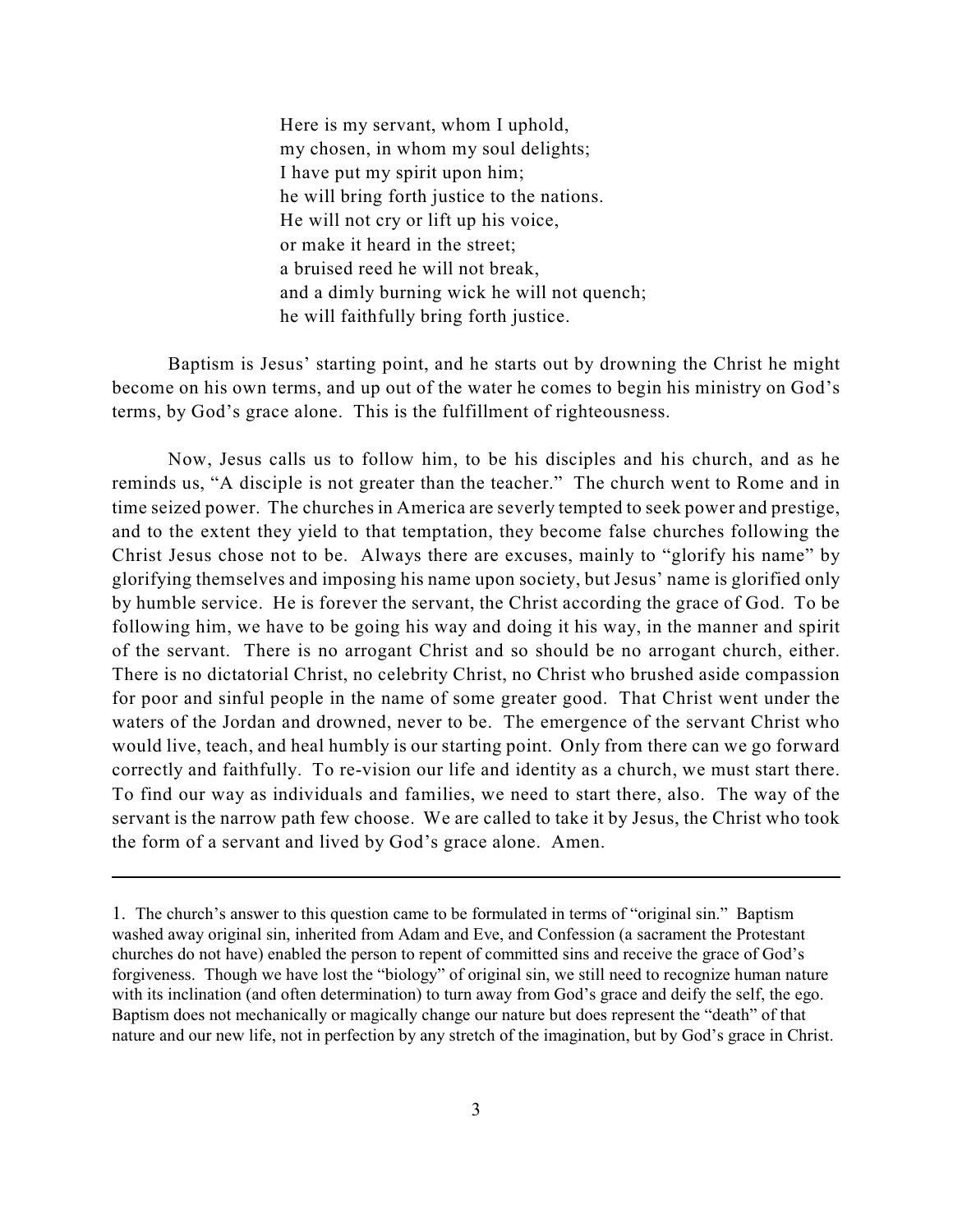> Here is my servant, whom I uphold,
> my chosen, in whom my soul delights;
> I have put my spirit upon him;
> he will bring forth justice to the nations.
> He will not cry or lift up his voice,
> or make it heard in the street;
> a bruised reed he will not break,
> and a dimly burning wick he will not quench;
> he will faithfully bring forth justice.

Baptism is Jesus' starting point, and he starts out by drowning the Christ he might become on his own terms, and up out of the water he comes to begin his ministry on God's terms, by God's grace alone. This is the fulfillment of righteousness.

Now, Jesus calls us to follow him, to be his disciples and his church, and as he reminds us, "A disciple is not greater than the teacher." The church went to Rome and in time seized power. The churches in America are severly tempted to seek power and prestige, and to the extent they yield to that temptation, they become false churches following the Christ Jesus chose not to be. Always there are excuses, mainly to "glorify his name" by glorifying themselves and imposing his name upon society, but Jesus' name is glorified only by humble service. He is forever the servant, the Christ according the grace of God. To be following him, we have to be going his way and doing it his way, in the manner and spirit of the servant. There is no arrogant Christ and so should be no arrogant church, either. There is no dictatorial Christ, no celebrity Christ, no Christ who brushed aside compassion for poor and sinful people in the name of some greater good. That Christ went under the waters of the Jordan and drowned, never to be. The emergence of the servant Christ who would live, teach, and heal humbly is our starting point. Only from there can we go forward correctly and faithfully. To re-vision our life and identity as a church, we must start there. To find our way as individuals and families, we need to start there, also. The way of the servant is the narrow path few choose. We are called to take it by Jesus, the Christ who took the form of a servant and lived by God's grace alone. Amen.

---

1. The church's answer to this question came to be formulated in terms of "original sin." Baptism washed away original sin, inherited from Adam and Eve, and Confession (a sacrament the Protestant churches do not have) enabled the person to repent of committed sins and receive the grace of God's forgiveness. Though we have lost the "biology" of original sin, we still need to recognize human nature with its inclination (and often determination) to turn away from God's grace and deify the self, the ego. Baptism does not mechanically or magically change our nature but does represent the "death" of that nature and our new life, not in perfection by any stretch of the imagination, but by God's grace in Christ.